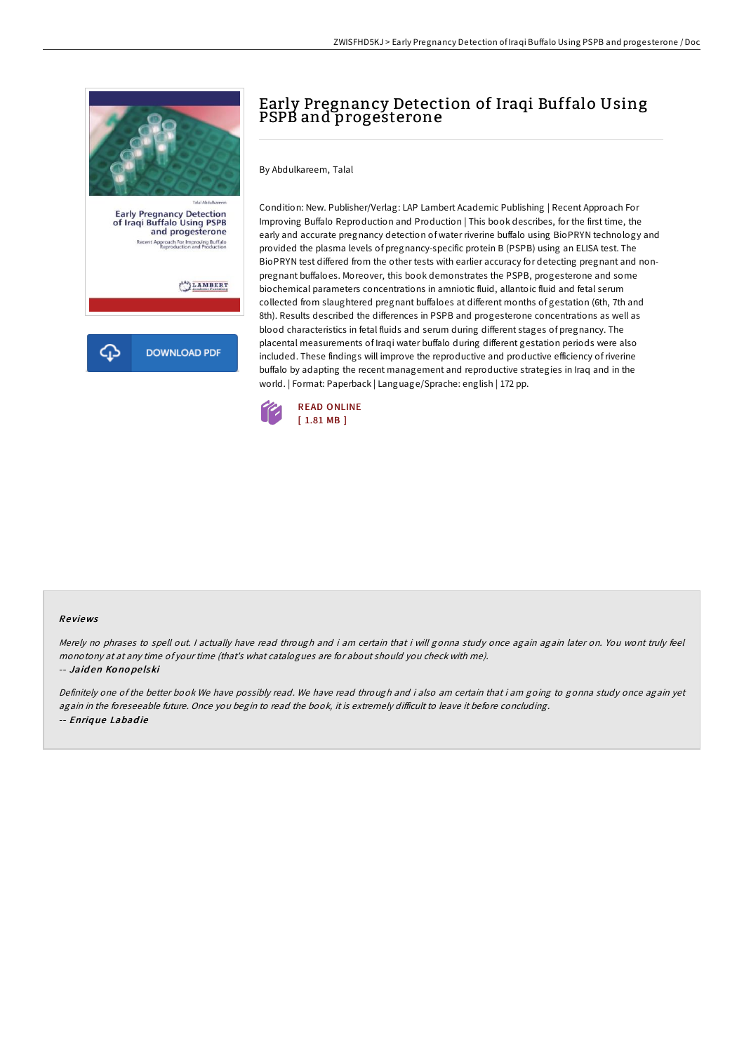# Early Pregnancy Detection of Iraqi Buffalo Using PSPB and progesterone

By Abdulkareem, Talal

Condition: New. Publisher/Verlag: LAP Lambert Academic Publishing | Recent Approach For Improving Buffalo Reproduction and Production | This book describes, for the first time, the early and accurate pregnancy detection of water riverine buffalo using BioPRYN technology and provided the plasma levels of pregnancy-specific protein B (PSPB) using an ELISA test. The BioPRYN test differed from the other tests with earlier accuracy for detecting pregnant and non-pregnant buffaloes. Moreover, this book demonstrates the PSPB, progesterone and some biochemical parameters concentrations in amniotic fluid, allantoic fluid and fetal serum collected from slaughtered pregnant buffaloes at different months of gestation (6th, 7th and 8th). Results described the differences in PSPB and progesterone concentrations as well as blood characteristics in fetal fluids and serum during different stages of pregnancy. The placental measurements of Iraqi water buffalo during different gestation periods were also included. These findings will improve the reproductive and productive efficiency of riverine buffalo by adapting the recent management and reproductive strategies in Iraq and in the world. | Format: Paperback | Language/Sprache: english | 172 pp.

READ ONLINE
[ 1.81 MB ]

## Reviews

*Merely no phrases to spell out. I actually have read through and i am certain that i will gonna study once again again later on. You wont truly feel monotony at at any time of your time (that's what catalogues are for about should you check with me).*

-- ***Jaiden Konopelski***

*Definitely one of the better book We have possibly read. We have read through and i also am certain that i am going to gonna study once again yet again in the foreseeable future. Once you begin to read the book, it is extremely difficult to leave it before concluding.*

-- ***Enrique Labadie***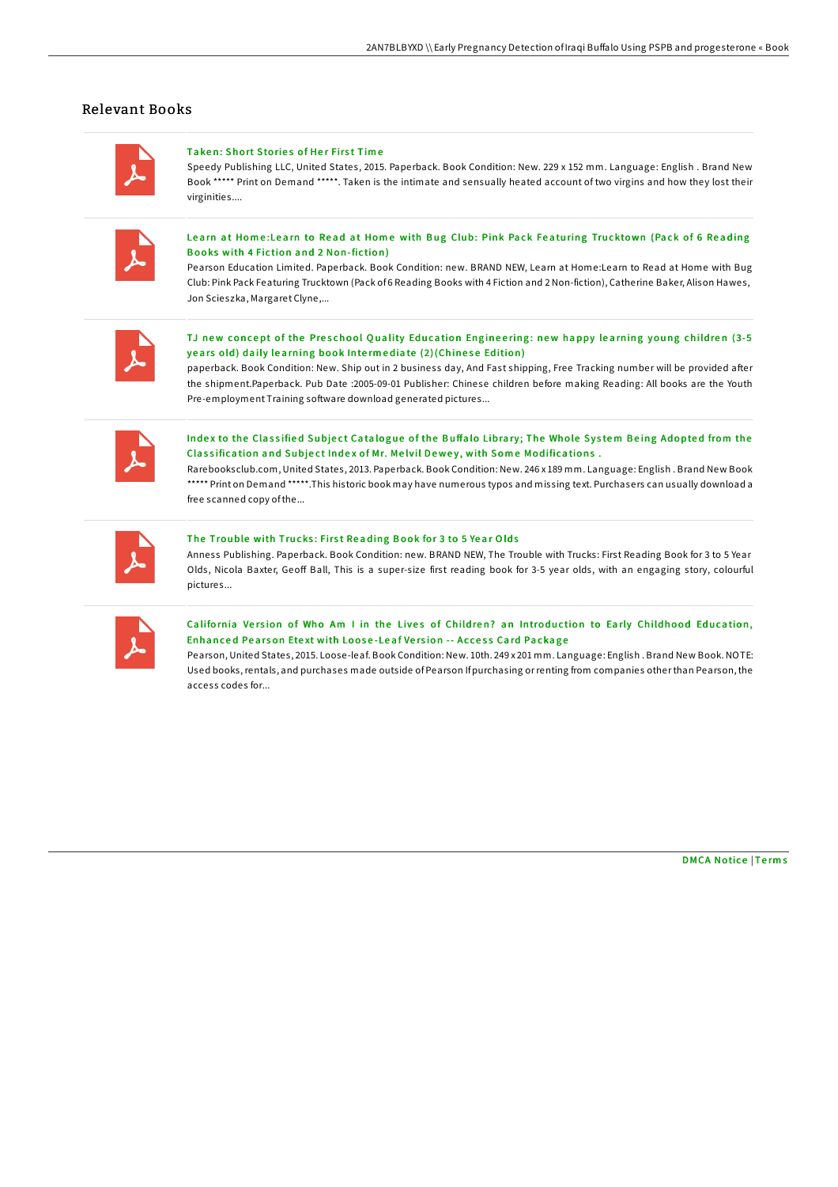## Relevant Books

### Taken: Short Stories of Her First Time

Speedy Publishing LLC, United States, 2015. Paperback. Book Condition: New. 229 x 152 mm. Language: English . Brand New Book ***** Print on Demand *****. Taken is the intimate and sensually heated account of two virgins and how they lost their virginities....

### Learn at Home:Learn to Read at Home with Bug Club: Pink Pack Featuring Trucktown (Pack of 6 Reading Books with 4 Fiction and 2 Non-fiction)

Pearson Education Limited. Paperback. Book Condition: new. BRAND NEW, Learn at Home:Learn to Read at Home with Bug Club: Pink Pack Featuring Trucktown (Pack of 6 Reading Books with 4 Fiction and 2 Non-fiction), Catherine Baker, Alison Hawes, Jon Scieszka, Margaret Clyne,...

### TJ new concept of the Preschool Quality Education Engineering: new happy learning young children (3-5 years old) daily learning book Intermediate (2)(Chinese Edition)

paperback. Book Condition: New. Ship out in 2 business day, And Fast shipping, Free Tracking number will be provided after the shipment.Paperback. Pub Date :2005-09-01 Publisher: Chinese children before making Reading: All books are the Youth Pre-employment Training software download generated pictures...

### Index to the Classified Subject Catalogue of the Buffalo Library; The Whole System Being Adopted from the Classification and Subject Index of Mr. Melvil Dewey, with Some Modifications .

Rarebooksclub.com, United States, 2013. Paperback. Book Condition: New. 246 x 189 mm. Language: English . Brand New Book ***** Print on Demand *****.This historic book may have numerous typos and missing text. Purchasers can usually download a free scanned copy of the...

### The Trouble with Trucks: First Reading Book for 3 to 5 Year Olds

Anness Publishing. Paperback. Book Condition: new. BRAND NEW, The Trouble with Trucks: First Reading Book for 3 to 5 Year Olds, Nicola Baxter, Geoff Ball, This is a super-size first reading book for 3-5 year olds, with an engaging story, colourful pictures...

### California Version of Who Am I in the Lives of Children? an Introduction to Early Childhood Education, Enhanced Pearson Etext with Loose-Leaf Version -- Access Card Package

Pearson, United States, 2015. Loose-leaf. Book Condition: New. 10th. 249 x 201 mm. Language: English . Brand New Book. NOTE: Used books, rentals, and purchases made outside of Pearson If purchasing or renting from companies other than Pearson, the access codes for...